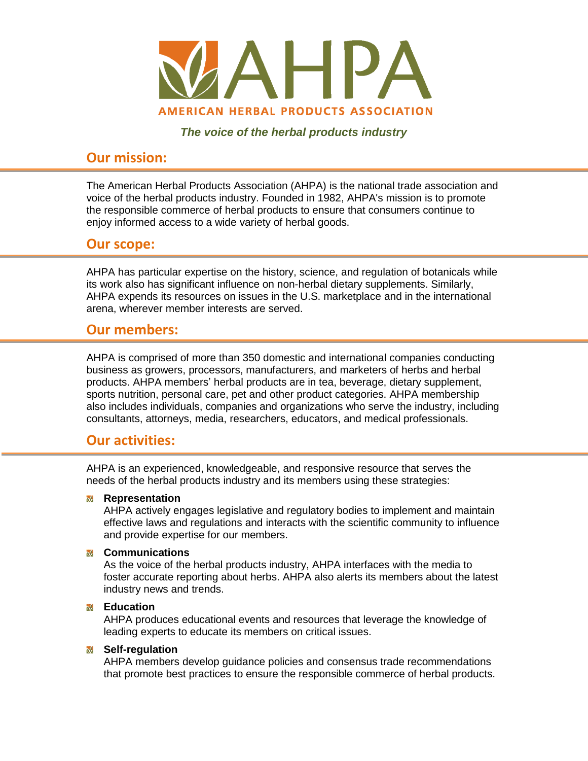# AHPA

**AMERICAN HERBAL PRODUCTS ASSOCIATION**

***The voice of the herbal products industry***

## Our mission:

The American Herbal Products Association (AHPA) is the national trade association and voice of the herbal products industry. Founded in 1982, AHPA's mission is to promote the responsible commerce of herbal products to ensure that consumers continue to enjoy informed access to a wide variety of herbal goods.

## Our scope:

AHPA has particular expertise on the history, science, and regulation of botanicals while its work also has significant influence on non-herbal dietary supplements. Similarly, AHPA expends its resources on issues in the U.S. marketplace and in the international arena, wherever member interests are served.

## Our members:

AHPA is comprised of more than 350 domestic and international companies conducting business as growers, processors, manufacturers, and marketers of herbs and herbal products. AHPA members' herbal products are in tea, beverage, dietary supplement, sports nutrition, personal care, pet and other product categories. AHPA membership also includes individuals, companies and organizations who serve the industry, including consultants, attorneys, media, researchers, educators, and medical professionals.

## Our activities:

AHPA is an experienced, knowledgeable, and responsive resource that serves the needs of the herbal products industry and its members using these strategies:

- **Representation**
  AHPA actively engages legislative and regulatory bodies to implement and maintain effective laws and regulations and interacts with the scientific community to influence and provide expertise for our members.

- **Communications**
  As the voice of the herbal products industry, AHPA interfaces with the media to foster accurate reporting about herbs. AHPA also alerts its members about the latest industry news and trends.

- **Education**
  AHPA produces educational events and resources that leverage the knowledge of leading experts to educate its members on critical issues.

- **Self-regulation**
  AHPA members develop guidance policies and consensus trade recommendations that promote best practices to ensure the responsible commerce of herbal products.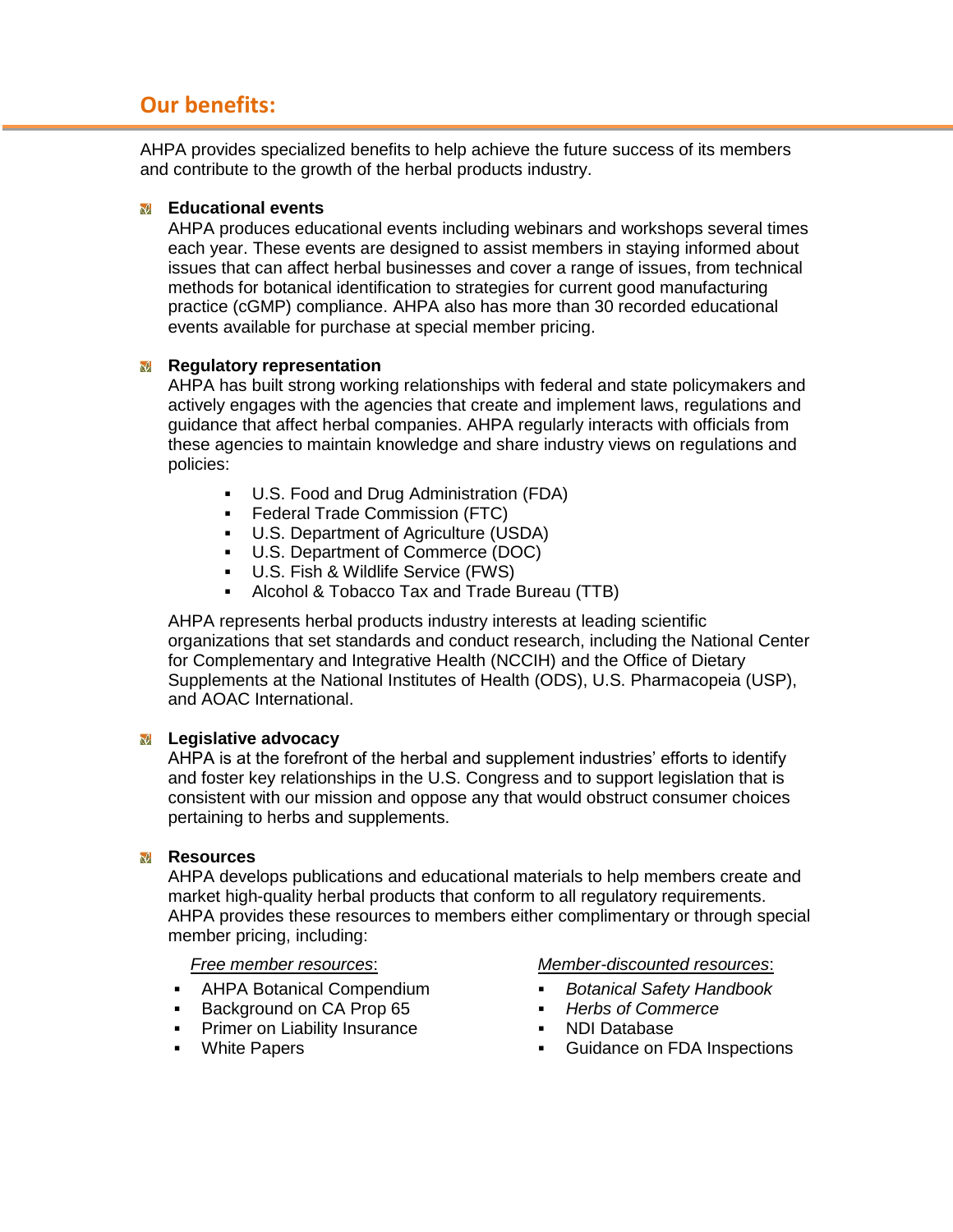## Our benefits:

AHPA provides specialized benefits to help achieve the future success of its members and contribute to the growth of the herbal products industry.

- **Educational events**
  AHPA produces educational events including webinars and workshops several times each year. These events are designed to assist members in staying informed about issues that can affect herbal businesses and cover a range of issues, from technical methods for botanical identification to strategies for current good manufacturing practice (cGMP) compliance. AHPA also has more than 30 recorded educational events available for purchase at special member pricing.

- **Regulatory representation**
  AHPA has built strong working relationships with federal and state policymakers and actively engages with the agencies that create and implement laws, regulations and guidance that affect herbal companies. AHPA regularly interacts with officials from these agencies to maintain knowledge and share industry views on regulations and policies:

  - U.S. Food and Drug Administration (FDA)
  - Federal Trade Commission (FTC)
  - U.S. Department of Agriculture (USDA)
  - U.S. Department of Commerce (DOC)
  - U.S. Fish & Wildlife Service (FWS)
  - Alcohol & Tobacco Tax and Trade Bureau (TTB)

  AHPA represents herbal products industry interests at leading scientific organizations that set standards and conduct research, including the National Center for Complementary and Integrative Health (NCCIH) and the Office of Dietary Supplements at the National Institutes of Health (ODS), U.S. Pharmacopeia (USP), and AOAC International.

- **Legislative advocacy**
  AHPA is at the forefront of the herbal and supplement industries' efforts to identify and foster key relationships in the U.S. Congress and to support legislation that is consistent with our mission and oppose any that would obstruct consumer choices pertaining to herbs and supplements.

- **Resources**
  AHPA develops publications and educational materials to help members create and market high-quality herbal products that conform to all regulatory requirements. AHPA provides these resources to members either complimentary or through special member pricing, including:

  *Free member resources*:

  - AHPA Botanical Compendium
  - Background on CA Prop 65
  - Primer on Liability Insurance
  - White Papers

  *Member-discounted resources*:

  - *Botanical Safety Handbook*
  - *Herbs of Commerce*
  - NDI Database
  - Guidance on FDA Inspections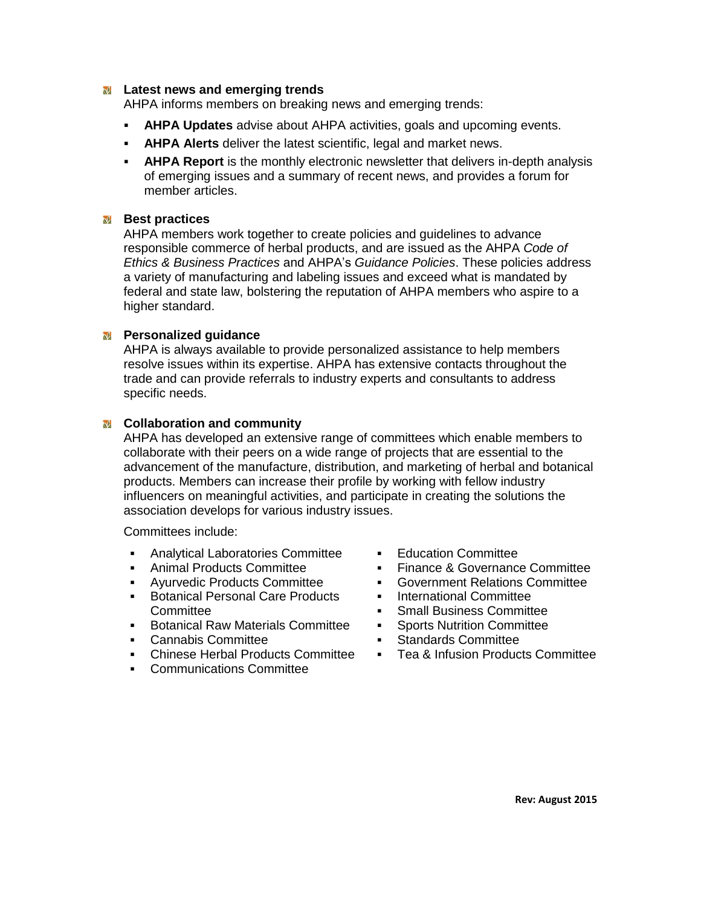### Latest news and emerging trends

AHPA informs members on breaking news and emerging trends:

- **AHPA Updates** advise about AHPA activities, goals and upcoming events.
- **AHPA Alerts** deliver the latest scientific, legal and market news.
- **AHPA Report** is the monthly electronic newsletter that delivers in-depth analysis of emerging issues and a summary of recent news, and provides a forum for member articles.

### Best practices

AHPA members work together to create policies and guidelines to advance responsible commerce of herbal products, and are issued as the AHPA *Code of Ethics & Business Practices* and AHPA's *Guidance Policies*. These policies address a variety of manufacturing and labeling issues and exceed what is mandated by federal and state law, bolstering the reputation of AHPA members who aspire to a higher standard.

### Personalized guidance

AHPA is always available to provide personalized assistance to help members resolve issues within its expertise. AHPA has extensive contacts throughout the trade and can provide referrals to industry experts and consultants to address specific needs.

### Collaboration and community

AHPA has developed an extensive range of committees which enable members to collaborate with their peers on a wide range of projects that are essential to the advancement of the manufacture, distribution, and marketing of herbal and botanical products. Members can increase their profile by working with fellow industry influencers on meaningful activities, and participate in creating the solutions the association develops for various industry issues.

Committees include:

- Analytical Laboratories Committee
- Animal Products Committee
- Ayurvedic Products Committee
- Botanical Personal Care Products Committee
- Botanical Raw Materials Committee
- Cannabis Committee
- Chinese Herbal Products Committee
- Communications Committee
- Education Committee
- Finance & Governance Committee
- Government Relations Committee
- International Committee
- Small Business Committee
- Sports Nutrition Committee
- Standards Committee
- Tea & Infusion Products Committee

**Rev: August 2015**